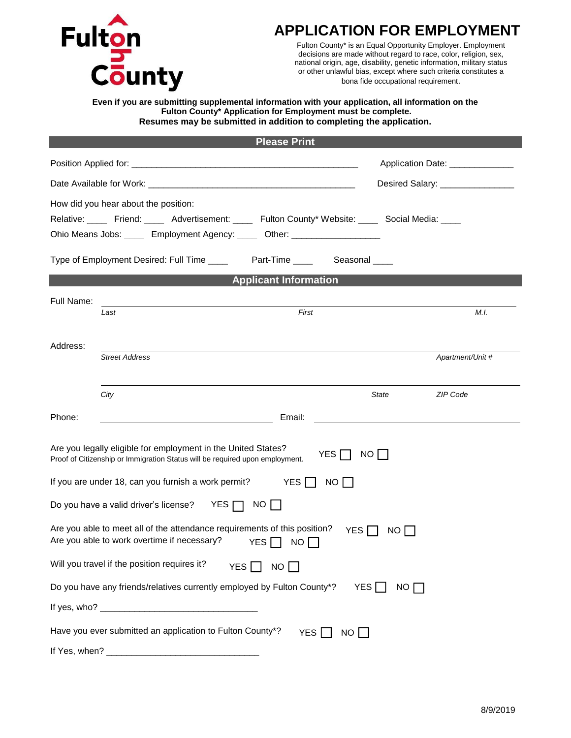Fulton County

# APPLICATION FOR EMPLOYMENT

Fulton County* is an Equal Opportunity Employer. Employment decisions are made without regard to race, color, religion, sex, national origin, age, disability, genetic information, military status or other unlawful bias, except where such criteria constitutes a bona fide occupational requirement.

**Even if you are submitting supplemental information with your application, all information on the Fulton County* Application for Employment must be complete.**
**Resumes may be submitted in addition to completing the application.**

## Please Print

Position Applied for: ______________________________________________ Application Date: _____________

Date Available for Work: __________________________________________ Desired Salary: _______________

How did you hear about the position:

Relative: ____ Friend: ____ Advertisement: ____ Fulton County* Website: ____ Social Media: ____

Ohio Means Jobs: ____ Employment Agency: ____ Other: _________________

Type of Employment Desired: Full Time ____ Part-Time ____ Seasonal ____

## Applicant Information

Full Name: ______________________________________________
*Last* *First* *M.I.*

Address: ______________________________________________
*Street Address* *Apartment/Unit #*

______________________________________________
*City* *State* *ZIP Code*

Phone: ______________________ Email: ______________________

Are you legally eligible for employment in the United States? YES ☐ NO ☐
Proof of Citizenship or Immigration Status will be required upon employment.

If you are under 18, can you furnish a work permit? YES ☐ NO ☐

Do you have a valid driver's license? YES ☐ NO ☐

Are you able to meet all of the attendance requirements of this position? YES ☐ NO ☐
Are you able to work overtime if necessary? YES ☐ NO ☐

Will you travel if the position requires it? YES ☐ NO ☐

Do you have any friends/relatives currently employed by Fulton County*? YES ☐ NO ☐

If yes, who? ______________________________

Have you ever submitted an application to Fulton County*? YES ☐ NO ☐

If Yes, when? ______________________________

8/9/2019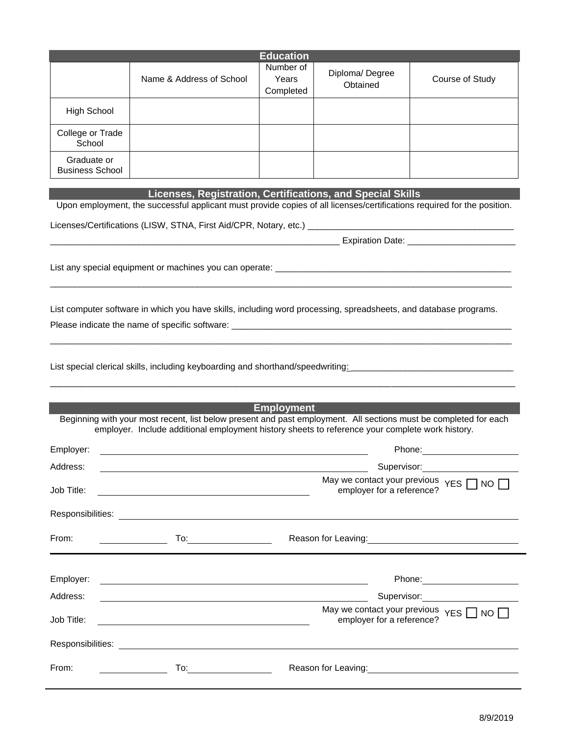## Education

| | Name & Address of School | Number of Years Completed | Diploma/ Degree Obtained | Course of Study |
|---|---|---|---|---|
| High School | | | | |
| College or Trade School | | | | |
| Graduate or Business School | | | | |

## Licenses, Registration, Certifications, and Special Skills

Upon employment, the successful applicant must provide copies of all licenses/certifications required for the position.

Licenses/Certifications (LISW, STNA, First Aid/CPR, Notary, etc.) ___________________________________________

______________________________________________________________ Expiration Date: ______________________

List any special equipment or machines you can operate: __________________________________________________

____________________________________________________________________________________________________

List computer software in which you have skills, including word processing, spreadsheets, and database programs.

Please indicate the name of specific software: ____________________________________________________________

____________________________________________________________________________________________________

List special clerical skills, including keyboarding and shorthand/speedwriting: __________________________________

____________________________________________________________________________________________________

## Employment

Beginning with your most recent, list below present and past employment. All sections must be completed for each employer. Include additional employment history sheets to reference your complete work history.

Employer: ______________________________________________ Phone: ____________________

Address: ______________________________________________ Supervisor: ____________________

Job Title: ______________________________________ May we contact your previous employer for a reference? YES ☐ NO ☐

Responsibilities: ____________________________________________________________________________

From: ______________ To: ________________ Reason for Leaving: ______________________________

---

Employer: ______________________________________________ Phone: ____________________

Address: ______________________________________________ Supervisor: ____________________

Job Title: ______________________________________ May we contact your previous employer for a reference? YES ☐ NO ☐

Responsibilities: ____________________________________________________________________________

From: ______________ To: ________________ Reason for Leaving: ______________________________

---

8/9/2019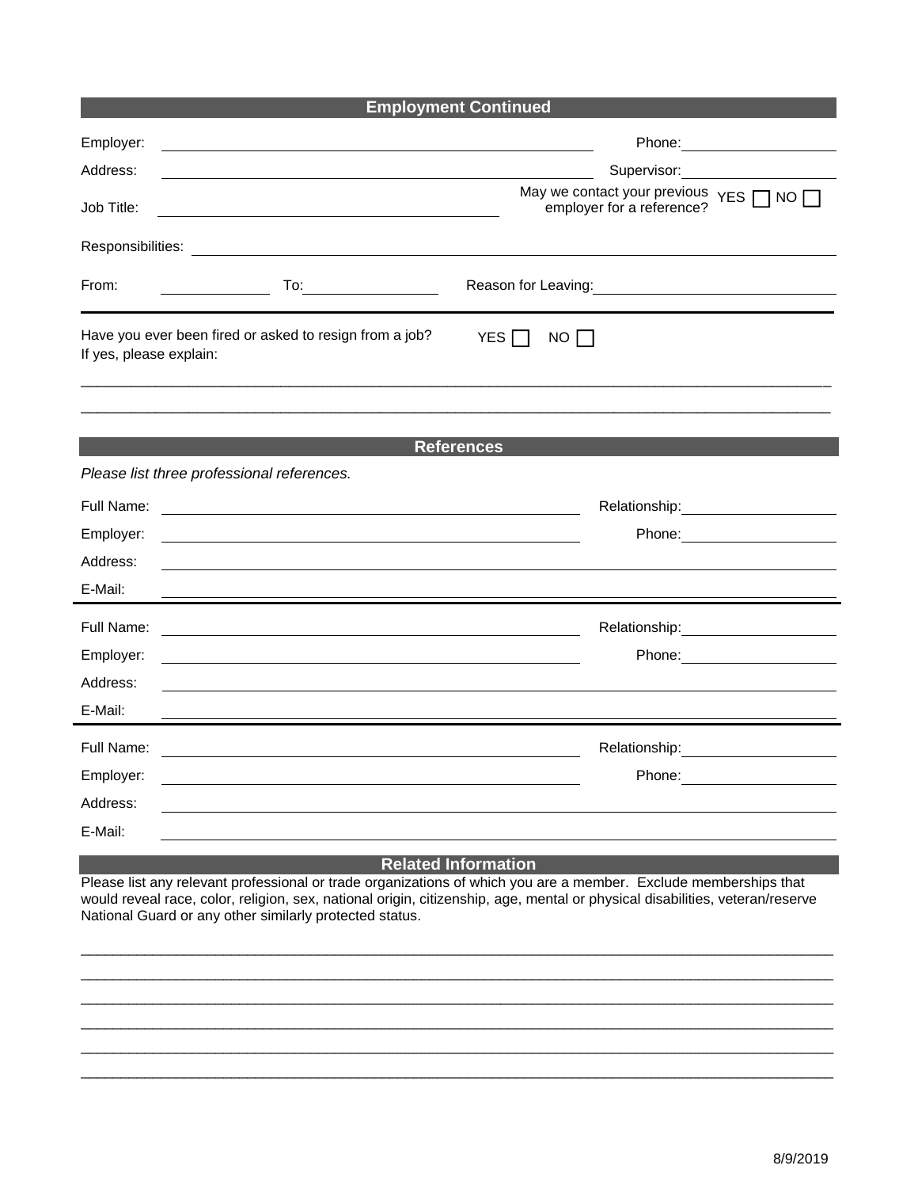## Employment Continued

Employer: ______________________________ Phone: ______________

Address: ______________________________ Supervisor: ______________

Job Title: ______________________________ May we contact your previous employer for a reference? YES ☐ NO ☐

Responsibilities: ______________________________

From: ____________ To: ____________ Reason for Leaving: ______________

Have you ever been fired or asked to resign from a job? YES ☐ NO ☐
If yes, please explain:

_______________________________________________________________________________

_______________________________________________________________________________

## References

*Please list three professional references.*

Full Name: ______________________________ Relationship: ______________

Employer: ______________________________ Phone: ______________

Address: ______________________________

E-Mail: ______________________________

Full Name: ______________________________ Relationship: ______________

Employer: ______________________________ Phone: ______________

Address: ______________________________

E-Mail: ______________________________

Full Name: ______________________________ Relationship: ______________

Employer: ______________________________ Phone: ______________

Address: ______________________________

E-Mail: ______________________________

## Related Information

Please list any relevant professional or trade organizations of which you are a member. Exclude memberships that would reveal race, color, religion, sex, national origin, citizenship, age, mental or physical disabilities, veteran/reserve National Guard or any other similarly protected status.

_______________________________________________________________________________

_______________________________________________________________________________

_______________________________________________________________________________

_______________________________________________________________________________

_______________________________________________________________________________

_______________________________________________________________________________

8/9/2019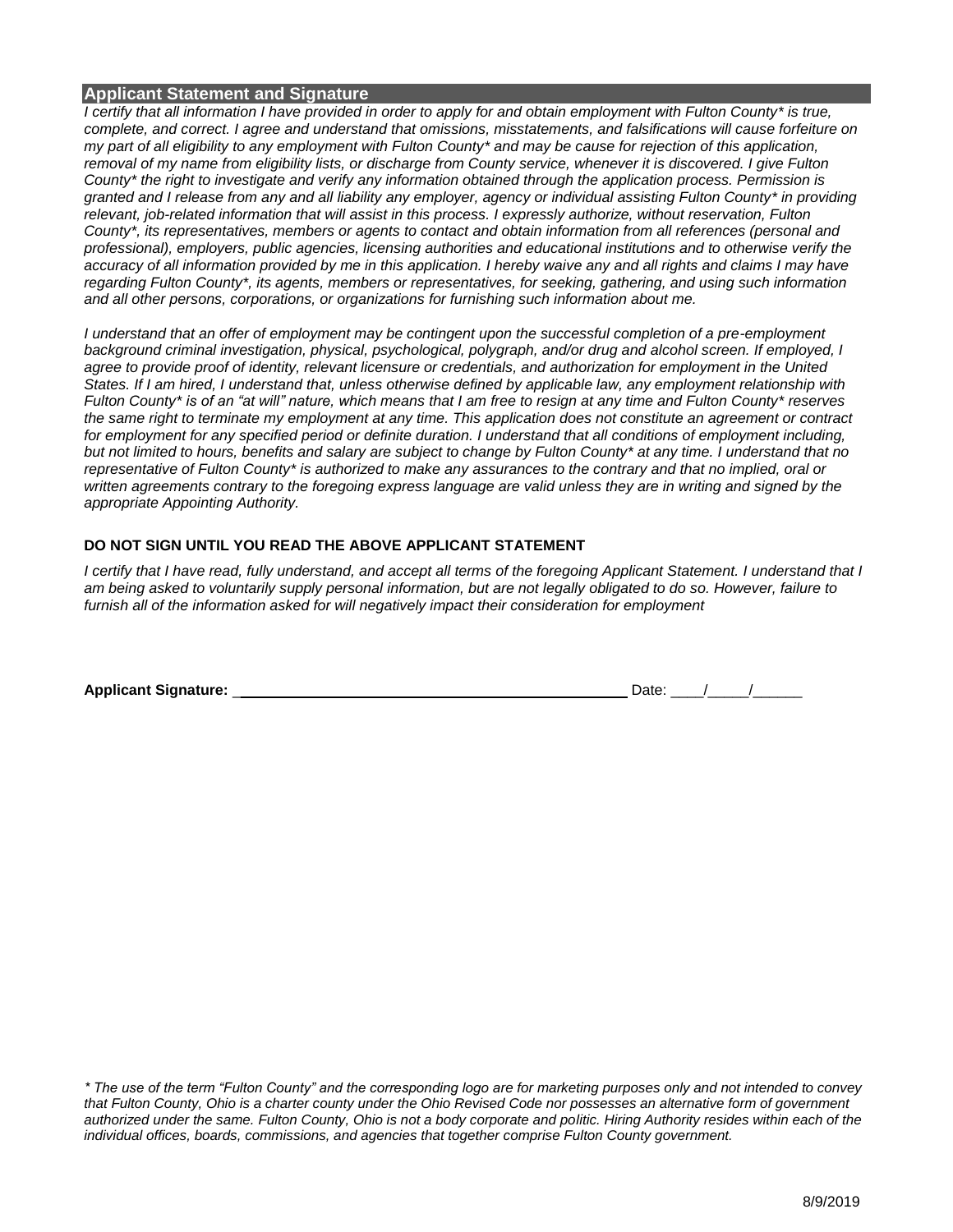## Applicant Statement and Signature

*I certify that all information I have provided in order to apply for and obtain employment with Fulton County* is true, complete, and correct. I agree and understand that omissions, misstatements, and falsifications will cause forfeiture on my part of all eligibility to any employment with Fulton County* and may be cause for rejection of this application, removal of my name from eligibility lists, or discharge from County service, whenever it is discovered. I give Fulton County* the right to investigate and verify any information obtained through the application process. Permission is granted and I release from any and all liability any employer, agency or individual assisting Fulton County* in providing relevant, job-related information that will assist in this process. I expressly authorize, without reservation, Fulton County*, its representatives, members or agents to contact and obtain information from all references (personal and professional), employers, public agencies, licensing authorities and educational institutions and to otherwise verify the accuracy of all information provided by me in this application. I hereby waive any and all rights and claims I may have regarding Fulton County*, its agents, members or representatives, for seeking, gathering, and using such information and all other persons, corporations, or organizations for furnishing such information about me.*

*I understand that an offer of employment may be contingent upon the successful completion of a pre-employment background criminal investigation, physical, psychological, polygraph, and/or drug and alcohol screen. If employed, I agree to provide proof of identity, relevant licensure or credentials, and authorization for employment in the United States. If I am hired, I understand that, unless otherwise defined by applicable law, any employment relationship with Fulton County* is of an "at will" nature, which means that I am free to resign at any time and Fulton County* reserves the same right to terminate my employment at any time. This application does not constitute an agreement or contract for employment for any specified period or definite duration. I understand that all conditions of employment including, but not limited to hours, benefits and salary are subject to change by Fulton County* at any time. I understand that no representative of Fulton County* is authorized to make any assurances to the contrary and that no implied, oral or written agreements contrary to the foregoing express language are valid unless they are in writing and signed by the appropriate Appointing Authority.*

**DO NOT SIGN UNTIL YOU READ THE ABOVE APPLICANT STATEMENT**

*I certify that I have read, fully understand, and accept all terms of the foregoing Applicant Statement. I understand that I am being asked to voluntarily supply personal information, but are not legally obligated to do so. However, failure to furnish all of the information asked for will negatively impact their consideration for employment*

**Applicant Signature:** ______________________________________________ Date: ____/_____/______

*\* The use of the term "Fulton County" and the corresponding logo are for marketing purposes only and not intended to convey that Fulton County, Ohio is a charter county under the Ohio Revised Code nor possesses an alternative form of government authorized under the same. Fulton County, Ohio is not a body corporate and politic. Hiring Authority resides within each of the individual offices, boards, commissions, and agencies that together comprise Fulton County government.*

8/9/2019